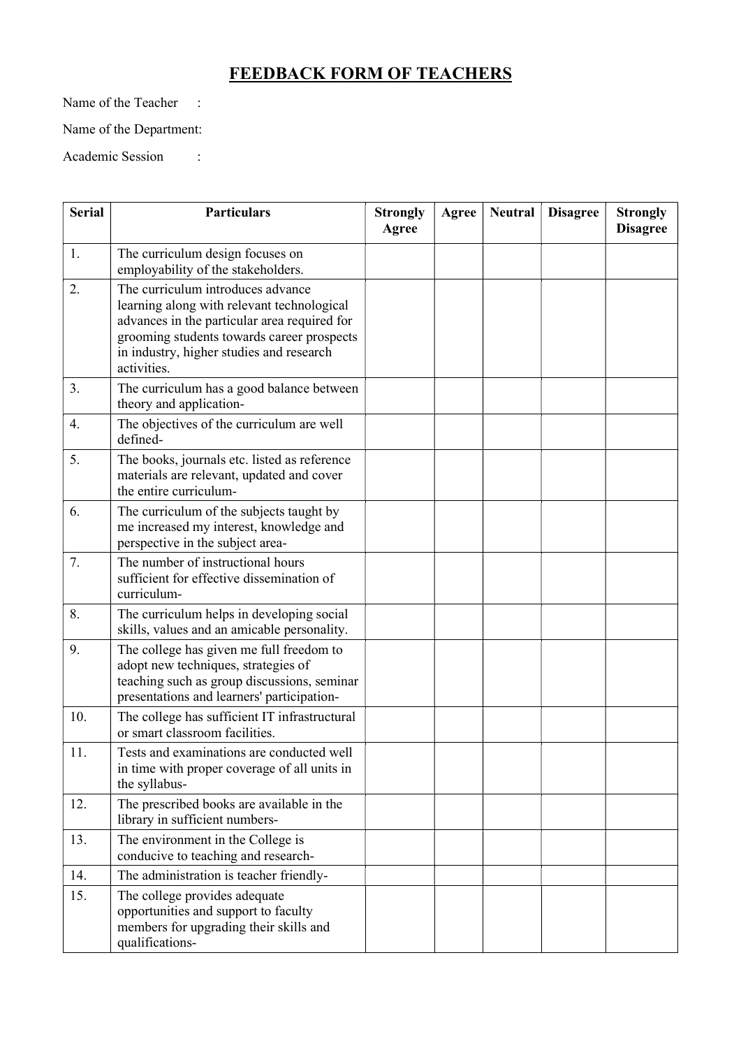# FEEDBACK FORM OF TEACHERS

Name of the Teacher :

Name of the Department:

Academic Session :

| Serial | Particulars | Strongly Agree | Agree | Neutral | Disagree | Strongly Disagree |
|---|---|---|---|---|---|---|
| 1. | The curriculum design focuses on employability of the stakeholders. | | | | | |
| 2. | The curriculum introduces advance learning along with relevant technological advances in the particular area required for grooming students towards career prospects in industry, higher studies and research activities. | | | | | |
| 3. | The curriculum has a good balance between theory and application- | | | | | |
| 4. | The objectives of the curriculum are well defined- | | | | | |
| 5. | The books, journals etc. listed as reference materials are relevant, updated and cover the entire curriculum- | | | | | |
| 6. | The curriculum of the subjects taught by me increased my interest, knowledge and perspective in the subject area- | | | | | |
| 7. | The number of instructional hours sufficient for effective dissemination of curriculum- | | | | | |
| 8. | The curriculum helps in developing social skills, values and an amicable personality. | | | | | |
| 9. | The college has given me full freedom to adopt new techniques, strategies of teaching such as group discussions, seminar presentations and learners' participation- | | | | | |
| 10. | The college has sufficient IT infrastructural or smart classroom facilities. | | | | | |
| 11. | Tests and examinations are conducted well in time with proper coverage of all units in the syllabus- | | | | | |
| 12. | The prescribed books are available in the library in sufficient numbers- | | | | | |
| 13. | The environment in the College is conducive to teaching and research- | | | | | |
| 14. | The administration is teacher friendly- | | | | | |
| 15. | The college provides adequate opportunities and support to faculty members for upgrading their skills and qualifications- | | | | | |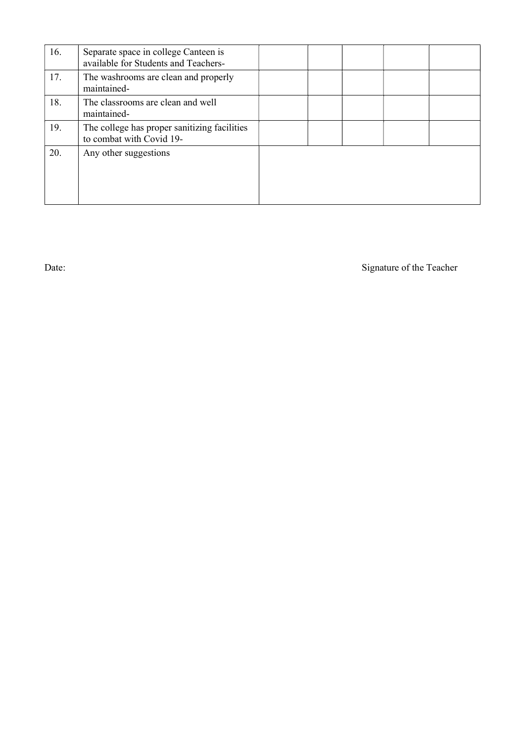| | | | | | | |
|---|---|---|---|---|---|---|
| 16. | Separate space in college Canteen is available for Students and Teachers- | | | | | |
| 17. | The washrooms are clean and properly maintained- | | | | | |
| 18. | The classrooms are clean and well maintained- | | | | | |
| 19. | The college has proper sanitizing facilities to combat with Covid 19- | | | | | |
| 20. | Any other suggestions | | | | | |

Date: Signature of the Teacher